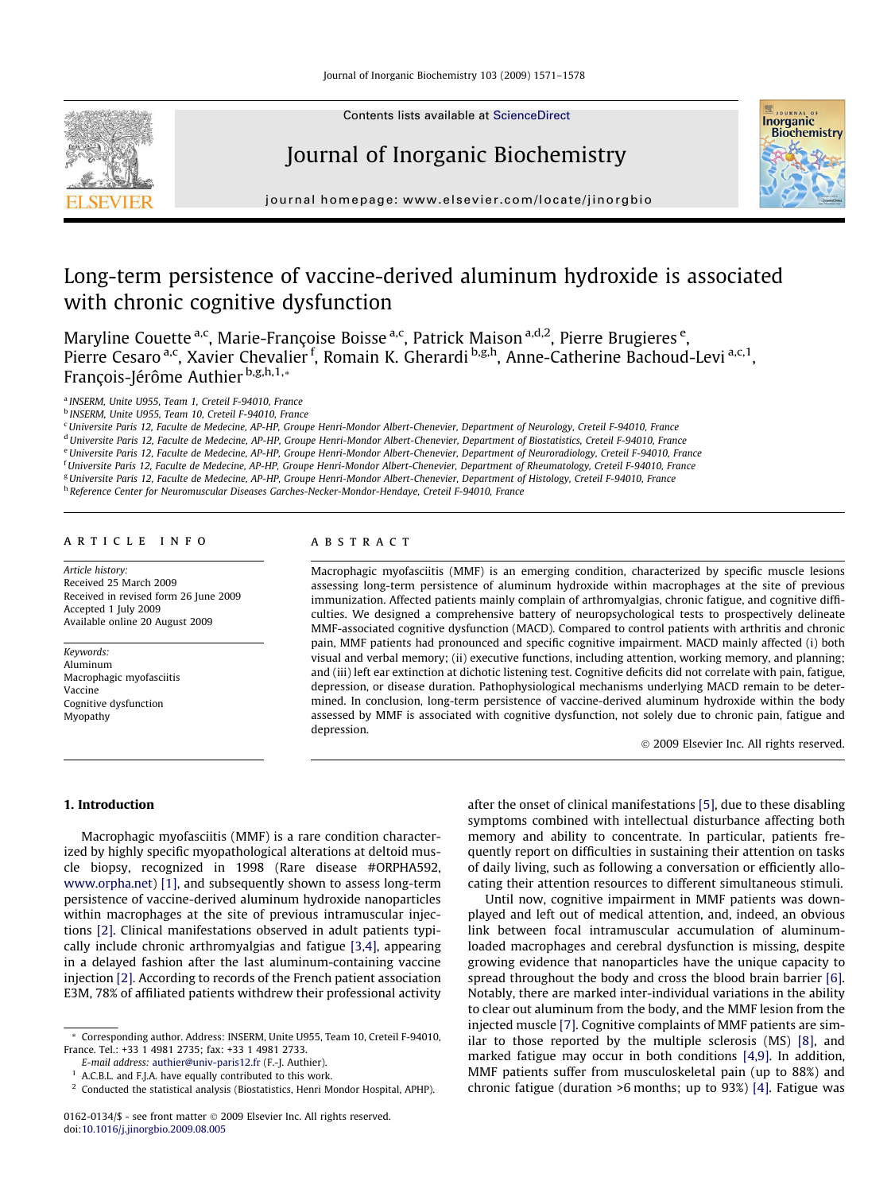# Long-term persistence of vaccine-derived aluminum hydroxide is associated with chronic cognitive dysfunction

Maryline Couette [a,c], Marie-Françoise Boisse [a,c], Patrick Maison [a,d,2], Pierre Brugieres [e], Pierre Cesaro [a,c], Xavier Chevalier [f], Romain K. Gherardi [b,g,h], Anne-Catherine Bachoud-Levi [a,c,1], François-Jérôme Authier [b,g,h,1,*]

[a] INSERM, Unite U955, Team 1, Creteil F-94010, France
[b] INSERM, Unite U955, Team 10, Creteil F-94010, France
[c] Universite Paris 12, Faculte de Medecine, AP-HP, Groupe Henri-Mondor Albert-Chenevier, Department of Neurology, Creteil F-94010, France
[d] Universite Paris 12, Faculte de Medecine, AP-HP, Groupe Henri-Mondor Albert-Chenevier, Department of Biostatistics, Creteil F-94010, France
[e] Universite Paris 12, Faculte de Medecine, AP-HP, Groupe Henri-Mondor Albert-Chenevier, Department of Neuroradiology, Creteil F-94010, France
[f] Universite Paris 12, Faculte de Medecine, AP-HP, Groupe Henri-Mondor Albert-Chenevier, Department of Rheumatology, Creteil F-94010, France
[g] Universite Paris 12, Faculte de Medecine, AP-HP, Groupe Henri-Mondor Albert-Chenevier, Department of Histology, Creteil F-94010, France
[h] Reference Center for Neuromuscular Diseases Garches-Necker-Mondor-Hendaye, Creteil F-94010, France

## ARTICLE INFO

*Article history:*
Received 25 March 2009
Received in revised form 26 June 2009
Accepted 1 July 2009
Available online 20 August 2009

*Keywords:*
Aluminum
Macrophagic myofasciitis
Vaccine
Cognitive dysfunction
Myopathy

## ABSTRACT

Macrophagic myofasciitis (MMF) is an emerging condition, characterized by specific muscle lesions assessing long-term persistence of aluminum hydroxide within macrophages at the site of previous immunization. Affected patients mainly complain of arthromyalgias, chronic fatigue, and cognitive difficulties. We designed a comprehensive battery of neuropsychological tests to prospectively delineate MMF-associated cognitive dysfunction (MACD). Compared to control patients with arthritis and chronic pain, MMF patients had pronounced and specific cognitive impairment. MACD mainly affected (i) both visual and verbal memory; (ii) executive functions, including attention, working memory, and planning; and (iii) left ear extinction at dichotic listening test. Cognitive deficits did not correlate with pain, fatigue, depression, or disease duration. Pathophysiological mechanisms underlying MACD remain to be determined. In conclusion, long-term persistence of vaccine-derived aluminum hydroxide within the body assessed by MMF is associated with cognitive dysfunction, not solely due to chronic pain, fatigue and depression.

© 2009 Elsevier Inc. All rights reserved.

## 1. Introduction

Macrophagic myofasciitis (MMF) is a rare condition characterized by highly specific myopathological alterations at deltoid muscle biopsy, recognized in 1998 (Rare disease #ORPHA592, www.orpha.net) [1], and subsequently shown to assess long-term persistence of vaccine-derived aluminum hydroxide nanoparticles within macrophages at the site of previous intramuscular injections [2]. Clinical manifestations observed in adult patients typically include chronic arthromyalgias and fatigue [3,4], appearing in a delayed fashion after the last aluminum-containing vaccine injection [2]. According to records of the French patient association E3M, 78% of affiliated patients withdrew their professional activity after the onset of clinical manifestations [5], due to these disabling symptoms combined with intellectual disturbance affecting both memory and ability to concentrate. In particular, patients frequently report on difficulties in sustaining their attention on tasks of daily living, such as following a conversation or efficiently allocating their attention resources to different simultaneous stimuli.

Until now, cognitive impairment in MMF patients was downplayed and left out of medical attention, and, indeed, an obvious link between focal intramuscular accumulation of aluminum-loaded macrophages and cerebral dysfunction is missing, despite growing evidence that nanoparticles have the unique capacity to spread throughout the body and cross the blood brain barrier [6]. Notably, there are marked inter-individual variations in the ability to clear out aluminum from the body, and the MMF lesion from the injected muscle [7]. Cognitive complaints of MMF patients are similar to those reported by the multiple sclerosis (MS) [8], and marked fatigue may occur in both conditions [4,9]. In addition, MMF patients suffer from musculoskeletal pain (up to 88%) and chronic fatigue (duration >6 months; up to 93%) [4]. Fatigue was

---

* Corresponding author. Address: INSERM, Unite U955, Team 10, Creteil F-94010, France. Tel.: +33 1 4981 2735; fax: +33 1 4981 2733.
*E-mail address:* authier@univ-paris12.fr (F.-J. Authier).
[1] A.C.B.L. and F.J.A. have equally contributed to this work.
[2] Conducted the statistical analysis (Biostatistics, Henri Mondor Hospital, APHP).

0162-0134/$ - see front matter © 2009 Elsevier Inc. All rights reserved.
doi:10.1016/j.jinorgbio.2009.08.005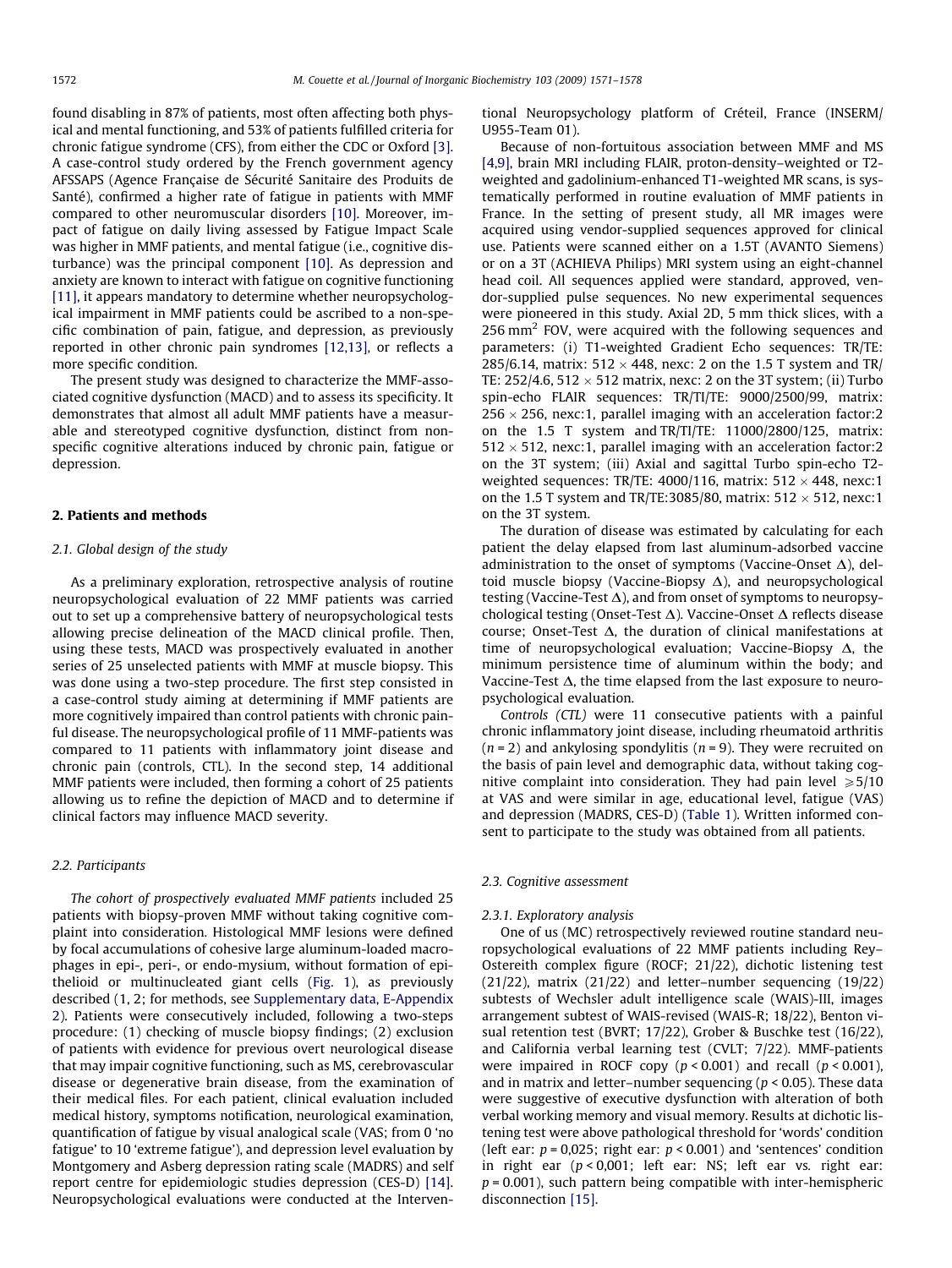found disabling in 87% of patients, most often affecting both physical and mental functioning, and 53% of patients fulfilled criteria for chronic fatigue syndrome (CFS), from either the CDC or Oxford [3]. A case-control study ordered by the French government agency AFSSAPS (Agence Française de Sécurité Sanitaire des Produits de Santé), confirmed a higher rate of fatigue in patients with MMF compared to other neuromuscular disorders [10]. Moreover, impact of fatigue on daily living assessed by Fatigue Impact Scale was higher in MMF patients, and mental fatigue (i.e., cognitive disturbance) was the principal component [10]. As depression and anxiety are known to interact with fatigue on cognitive functioning [11], it appears mandatory to determine whether neuropsychological impairment in MMF patients could be ascribed to a non-specific combination of pain, fatigue, and depression, as previously reported in other chronic pain syndromes [12,13], or reflects a more specific condition.

The present study was designed to characterize the MMF-associated cognitive dysfunction (MACD) and to assess its specificity. It demonstrates that almost all adult MMF patients have a measurable and stereotyped cognitive dysfunction, distinct from non-specific cognitive alterations induced by chronic pain, fatigue or depression.

## 2. Patients and methods

### 2.1. Global design of the study

As a preliminary exploration, retrospective analysis of routine neuropsychological evaluation of 22 MMF patients was carried out to set up a comprehensive battery of neuropsychological tests allowing precise delineation of the MACD clinical profile. Then, using these tests, MACD was prospectively evaluated in another series of 25 unselected patients with MMF at muscle biopsy. This was done using a two-step procedure. The first step consisted in a case-control study aiming at determining if MMF patients are more cognitively impaired than control patients with chronic painful disease. The neuropsychological profile of 11 MMF-patients was compared to 11 patients with inflammatory joint disease and chronic pain (controls, CTL). In the second step, 14 additional MMF patients were included, then forming a cohort of 25 patients allowing us to refine the depiction of MACD and to determine if clinical factors may influence MACD severity.

### 2.2. Participants

*The cohort of prospectively evaluated MMF patients* included 25 patients with biopsy-proven MMF without taking cognitive complaint into consideration. Histological MMF lesions were defined by focal accumulations of cohesive large aluminum-loaded macrophages in epi-, peri-, or endo-mysium, without formation of epithelioid or multinucleated giant cells (Fig. 1), as previously described (1, 2; for methods, see Supplementary data, E-Appendix 2). Patients were consecutively included, following a two-steps procedure: (1) checking of muscle biopsy findings; (2) exclusion of patients with evidence for previous overt neurological disease that may impair cognitive functioning, such as MS, cerebrovascular disease or degenerative brain disease, from the examination of their medical files. For each patient, clinical evaluation included medical history, symptoms notification, neurological examination, quantification of fatigue by visual analogical scale (VAS; from 0 'no fatigue' to 10 'extreme fatigue'), and depression level evaluation by Montgomery and Asberg depression rating scale (MADRS) and self report centre for epidemiologic studies depression (CES-D) [14]. Neuropsychological evaluations were conducted at the Interventional Neuropsychology platform of Créteil, France (INSERM/U955-Team 01).

Because of non-fortuitous association between MMF and MS [4,9], brain MRI including FLAIR, proton-density–weighted or T2-weighted and gadolinium-enhanced T1-weighted MR scans, is systematically performed in routine evaluation of MMF patients in France. In the setting of present study, all MR images were acquired using vendor-supplied sequences approved for clinical use. Patients were scanned either on a 1.5T (AVANTO Siemens) or on a 3T (ACHIEVA Philips) MRI system using an eight-channel head coil. All sequences applied were standard, approved, vendor-supplied pulse sequences. No new experimental sequences were pioneered in this study. Axial 2D, 5 mm thick slices, with a 256 $mm^2$ FOV, were acquired with the following sequences and parameters: (i) T1-weighted Gradient Echo sequences: TR/TE: 285/6.14, matrix: $512 \times 448$, nexc: 2 on the 1.5 T system and TR/TE: 252/4.6, $512 \times 512$ matrix, nexc: 2 on the 3T system; (ii) Turbo spin-echo FLAIR sequences: TR/TI/TE: 9000/2500/99, matrix: $256 \times 256$, nexc:1, parallel imaging with an acceleration factor:2 on the 1.5 T system and TR/TI/TE: 11000/2800/125, matrix: $512 \times 512$, nexc:1, parallel imaging with an acceleration factor:2 on the 3T system; (iii) Axial and sagittal Turbo spin-echo T2-weighted sequences: TR/TE: 4000/116, matrix: $512 \times 448$, nexc:1 on the 1.5 T system and TR/TE:3085/80, matrix: $512 \times 512$, nexc:1 on the 3T system.

The duration of disease was estimated by calculating for each patient the delay elapsed from last aluminum-adsorbed vaccine administration to the onset of symptoms (Vaccine-Onset $\Delta$), deltoid muscle biopsy (Vaccine-Biopsy $\Delta$), and neuropsychological testing (Vaccine-Test $\Delta$), and from onset of symptoms to neuropsychological testing (Onset-Test $\Delta$). Vaccine-Onset $\Delta$ reflects disease course; Onset-Test $\Delta$, the duration of clinical manifestations at time of neuropsychological evaluation; Vaccine-Biopsy $\Delta$, the minimum persistence time of aluminum within the body; and Vaccine-Test $\Delta$, the time elapsed from the last exposure to neuropsychological evaluation.

*Controls (CTL)* were 11 consecutive patients with a painful chronic inflammatory joint disease, including rheumatoid arthritis ($n = 2$) and ankylosing spondylitis ($n = 9$). They were recruited on the basis of pain level and demographic data, without taking cognitive complaint into consideration. They had pain level $\geqslant 5/10$ at VAS and were similar in age, educational level, fatigue (VAS) and depression (MADRS, CES-D) (Table 1). Written informed consent to participate to the study was obtained from all patients.

### 2.3. Cognitive assessment

#### 2.3.1. Exploratory analysis

One of us (MC) retrospectively reviewed routine standard neuropsychological evaluations of 22 MMF patients including Rey–Ostereith complex figure (ROCF; 21/22), dichotic listening test (21/22), matrix (21/22) and letter–number sequencing (19/22) subtests of Wechsler adult intelligence scale (WAIS)-III, images arrangement subtest of WAIS-revised (WAIS-R; 18/22), Benton visual retention test (BVRT; 17/22), Grober & Buschke test (16/22), and California verbal learning test (CVLT; 7/22). MMF-patients were impaired in ROCF copy ($p < 0.001$) and recall ($p < 0.001$), and in matrix and letter–number sequencing ($p < 0.05$). These data were suggestive of executive dysfunction with alteration of both verbal working memory and visual memory. Results at dichotic listening test were above pathological threshold for 'words' condition (left ear: $p = 0{,}025$; right ear: $p < 0.001$) and 'sentences' condition in right ear ($p < 0{,}001$; left ear: NS; left ear vs. right ear: $p = 0.001$), such pattern being compatible with inter-hemispheric disconnection [15].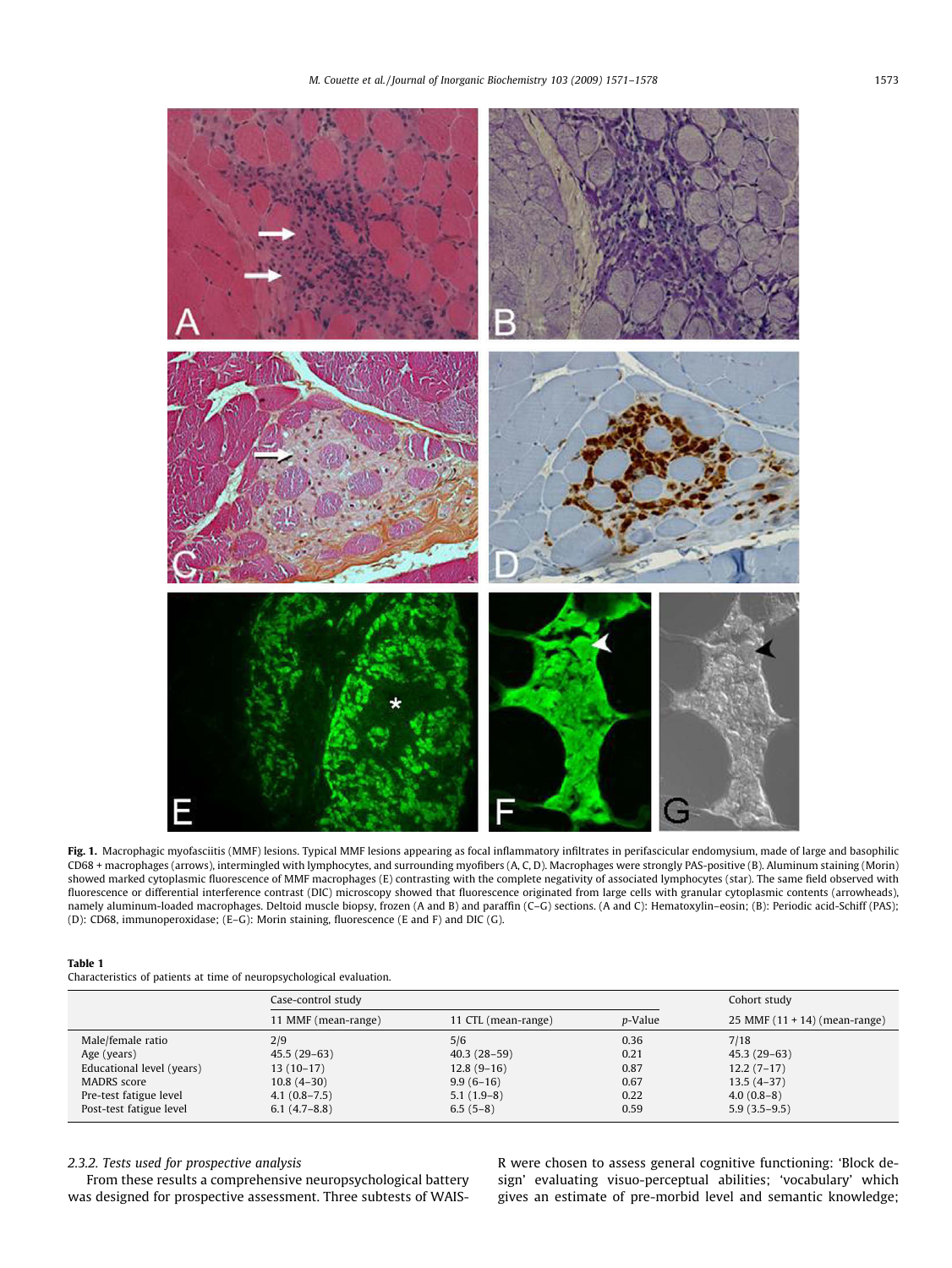**Fig. 1.** Macrophagic myofasciitis (MMF) lesions. Typical MMF lesions appearing as focal inflammatory infiltrates in perifascicular endomysium, made of large and basophilic CD68 + macrophages (arrows), intermingled with lymphocytes, and surrounding myofibers (A, C, D). Macrophages were strongly PAS-positive (B). Aluminum staining (Morin) showed marked cytoplasmic fluorescence of MMF macrophages (E) contrasting with the complete negativity of associated lymphocytes (star). The same field observed with fluorescence or differential interference contrast (DIC) microscopy showed that fluorescence originated from large cells with granular cytoplasmic contents (arrowheads), namely aluminum-loaded macrophages. Deltoid muscle biopsy, frozen (A and B) and paraffin (C–G) sections. (A and C): Hematoxylin–eosin; (B): Periodic acid-Schiff (PAS); (D): CD68, immunoperoxidase; (E–G): Morin staining, fluorescence (E and F) and DIC (G).

**Table 1**
Characteristics of patients at time of neuropsychological evaluation.

| | Case-control study | | | Cohort study |
|---|---|---|---|---|
| | 11 MMF (mean-range) | 11 CTL (mean-range) | *p*-Value | 25 MMF (11 + 14) (mean-range) |
| Male/female ratio | 2/9 | 5/6 | 0.36 | 7/18 |
| Age (years) | 45.5 (29–63) | 40.3 (28–59) | 0.21 | 45.3 (29–63) |
| Educational level (years) | 13 (10–17) | 12.8 (9–16) | 0.87 | 12.2 (7–17) |
| MADRS score | 10.8 (4–30) | 9.9 (6–16) | 0.67 | 13.5 (4–37) |
| Pre-test fatigue level | 4.1 (0.8–7.5) | 5.1 (1.9–8) | 0.22 | 4.0 (0.8–8) |
| Post-test fatigue level | 6.1 (4.7–8.8) | 6.5 (5–8) | 0.59 | 5.9 (3.5–9.5) |

#### *2.3.2. Tests used for prospective analysis*

From these results a comprehensive neuropsychological battery was designed for prospective assessment. Three subtests of WAIS-R were chosen to assess general cognitive functioning: 'Block design' evaluating visuo-perceptual abilities; 'vocabulary' which gives an estimate of pre-morbid level and semantic knowledge;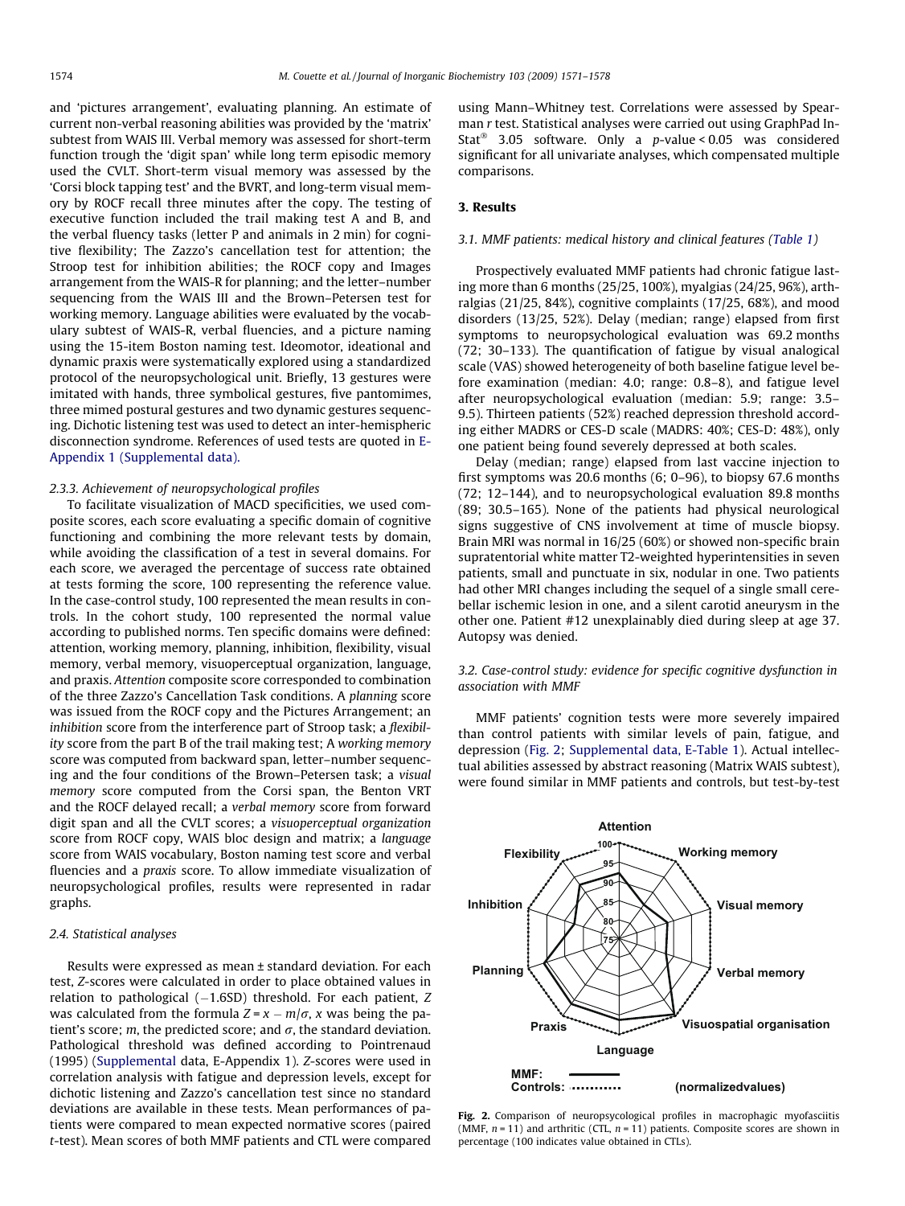and 'pictures arrangement', evaluating planning. An estimate of current non-verbal reasoning abilities was provided by the 'matrix' subtest from WAIS III. Verbal memory was assessed for short-term function trough the 'digit span' while long term episodic memory used the CVLT. Short-term visual memory was assessed by the 'Corsi block tapping test' and the BVRT, and long-term visual memory by ROCF recall three minutes after the copy. The testing of executive function included the trail making test A and B, and the verbal fluency tasks (letter P and animals in 2 min) for cognitive flexibility; The Zazzo's cancellation test for attention; the Stroop test for inhibition abilities; the ROCF copy and Images arrangement from the WAIS-R for planning; and the letter–number sequencing from the WAIS III and the Brown–Petersen test for working memory. Language abilities were evaluated by the vocabulary subtest of WAIS-R, verbal fluencies, and a picture naming using the 15-item Boston naming test. Ideomotor, ideational and dynamic praxis were systematically explored using a standardized protocol of the neuropsychological unit. Briefly, 13 gestures were imitated with hands, three symbolical gestures, five pantomimes, three mimed postural gestures and two dynamic gestures sequencing. Dichotic listening test was used to detect an inter-hemispheric disconnection syndrome. References of used tests are quoted in E-Appendix 1 (Supplemental data).

#### 2.3.3. Achievement of neuropsychological profiles

To facilitate visualization of MACD specificities, we used composite scores, each score evaluating a specific domain of cognitive functioning and combining the more relevant tests by domain, while avoiding the classification of a test in several domains. For each score, we averaged the percentage of success rate obtained at tests forming the score, 100 representing the reference value. In the case-control study, 100 represented the mean results in controls. In the cohort study, 100 represented the normal value according to published norms. Ten specific domains were defined: attention, working memory, planning, inhibition, flexibility, visual memory, verbal memory, visuoperceptual organization, language, and praxis. *Attention* composite score corresponded to combination of the three Zazzo's Cancellation Task conditions. A *planning* score was issued from the ROCF copy and the Pictures Arrangement; an *inhibition* score from the interference part of Stroop task; a *flexibility* score from the part B of the trail making test; A *working memory* score was computed from backward span, letter–number sequencing and the four conditions of the Brown–Petersen task; a *visual memory* score computed from the Corsi span, the Benton VRT and the ROCF delayed recall; a *verbal memory* score from forward digit span and all the CVLT scores; a *visuoperceptual organization* score from ROCF copy, WAIS bloc design and matrix; a *language* score from WAIS vocabulary, Boston naming test score and verbal fluencies and a *praxis* score. To allow immediate visualization of neuropsychological profiles, results were represented in radar graphs.

### 2.4. Statistical analyses

Results were expressed as mean ± standard deviation. For each test, Z-scores were calculated in order to place obtained values in relation to pathological (−1.6SD) threshold. For each patient, Z was calculated from the formula $Z = x - m/\sigma$, $x$ was being the patient's score; $m$, the predicted score; and $\sigma$, the standard deviation. Pathological threshold was defined according to Pointrenaud (1995) (Supplemental data, E-Appendix 1). Z-scores were used in correlation analysis with fatigue and depression levels, except for dichotic listening and Zazzo's cancellation test since no standard deviations are available in these tests. Mean performances of patients were compared to mean expected normative scores (paired t-test). Mean scores of both MMF patients and CTL were compared using Mann–Whitney test. Correlations were assessed by Spearman r test. Statistical analyses were carried out using GraphPad InStat® 3.05 software. Only a p-value < 0.05 was considered significant for all univariate analyses, which compensated multiple comparisons.

## 3. Results

### 3.1. MMF patients: medical history and clinical features (Table 1)

Prospectively evaluated MMF patients had chronic fatigue lasting more than 6 months (25/25, 100%), myalgias (24/25, 96%), arthralgias (21/25, 84%), cognitive complaints (17/25, 68%), and mood disorders (13/25, 52%). Delay (median; range) elapsed from first symptoms to neuropsychological evaluation was 69.2 months (72; 30–133). The quantification of fatigue by visual analogical scale (VAS) showed heterogeneity of both baseline fatigue level before examination (median: 4.0; range: 0.8–8), and fatigue level after neuropsychological evaluation (median: 5.9; range: 3.5–9.5). Thirteen patients (52%) reached depression threshold according either MADRS or CES-D scale (MADRS: 40%; CES-D: 48%), only one patient being found severely depressed at both scales.

Delay (median; range) elapsed from last vaccine injection to first symptoms was 20.6 months (6; 0–96), to biopsy 67.6 months (72; 12–144), and to neuropsychological evaluation 89.8 months (89; 30.5–165). None of the patients had physical neurological signs suggestive of CNS involvement at time of muscle biopsy. Brain MRI was normal in 16/25 (60%) or showed non-specific brain supratentorial white matter T2-weighted hyperintensities in seven patients, small and punctuate in six, nodular in one. Two patients had other MRI changes including the sequel of a single small cerebellar ischemic lesion in one, and a silent carotid aneurysm in the other one. Patient #12 unexplainably died during sleep at age 37. Autopsy was denied.

### 3.2. Case-control study: evidence for specific cognitive dysfunction in association with MMF

MMF patients' cognition tests were more severely impaired than control patients with similar levels of pain, fatigue, and depression (Fig. 2; Supplemental data, E-Table 1). Actual intellectual abilities assessed by abstract reasoning (Matrix WAIS subtest), were found similar in MMF patients and controls, but test-by-test

**Fig. 2.** Comparison of neuropsycological profiles in macrophagic myofasciitis (MMF, $n = 11$) and arthritic (CTL, $n = 11$) patients. Composite scores are shown in percentage (100 indicates value obtained in CTLs).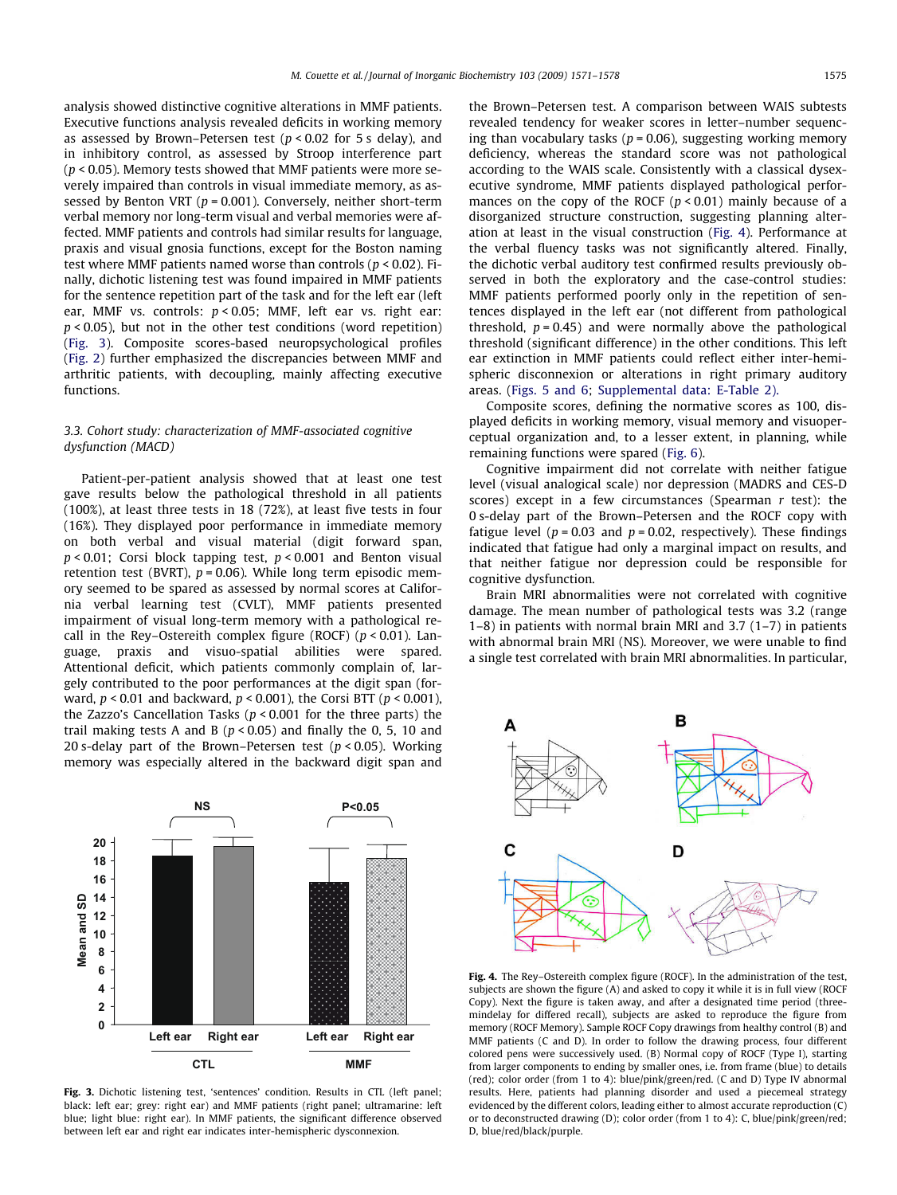analysis showed distinctive cognitive alterations in MMF patients. Executive functions analysis revealed deficits in working memory as assessed by Brown–Petersen test ($p < 0.02$ for 5 s delay), and in inhibitory control, as assessed by Stroop interference part ($p < 0.05$). Memory tests showed that MMF patients were more severely impaired than controls in visual immediate memory, as assessed by Benton VRT ($p = 0.001$). Conversely, neither short-term verbal memory nor long-term visual and verbal memories were affected. MMF patients and controls had similar results for language, praxis and visual gnosia functions, except for the Boston naming test where MMF patients named worse than controls ($p < 0.02$). Finally, dichotic listening test was found impaired in MMF patients for the sentence repetition part of the task and for the left ear (left ear, MMF vs. controls: $p < 0.05$; MMF, left ear vs. right ear: $p < 0.05$), but not in the other test conditions (word repetition) (Fig. 3). Composite scores-based neuropsychological profiles (Fig. 2) further emphasized the discrepancies between MMF and arthritic patients, with decoupling, mainly affecting executive functions.

### 3.3. Cohort study: characterization of MMF-associated cognitive dysfunction (MACD)

Patient-per-patient analysis showed that at least one test gave results below the pathological threshold in all patients (100%), at least three tests in 18 (72%), at least five tests in four (16%). They displayed poor performance in immediate memory on both verbal and visual material (digit forward span, $p < 0.01$; Corsi block tapping test, $p < 0.001$ and Benton visual retention test (BVRT), $p = 0.06$). While long term episodic memory seemed to be spared as assessed by normal scores at California verbal learning test (CVLT), MMF patients presented impairment of visual long-term memory with a pathological recall in the Rey–Ostereith complex figure (ROCF) ($p < 0.01$). Language, praxis and visuo-spatial abilities were spared. Attentional deficit, which patients commonly complain of, largely contributed to the poor performances at the digit span (forward, $p < 0.01$ and backward, $p < 0.001$), the Corsi BTT ($p < 0.001$), the Zazzo's Cancellation Tasks ($p < 0.001$ for the three parts) the trail making tests A and B ($p < 0.05$) and finally the 0, 5, 10 and 20 s-delay part of the Brown–Petersen test ($p < 0.05$). Working memory was especially altered in the backward digit span and the Brown–Petersen test. A comparison between WAIS subtests revealed tendency for weaker scores in letter–number sequencing than vocabulary tasks ($p = 0.06$), suggesting working memory deficiency, whereas the standard score was not pathological according to the WAIS scale. Consistently with a classical dysexecutive syndrome, MMF patients displayed pathological performances on the copy of the ROCF ($p < 0.01$) mainly because of a disorganized structure construction, suggesting planning alteration at least in the visual construction (Fig. 4). Performance at the verbal fluency tasks was not significantly altered. Finally, the dichotic verbal auditory test confirmed results previously observed in both the exploratory and the case-control studies: MMF patients performed poorly only in the repetition of sentences displayed in the left ear (not different from pathological threshold, $p = 0.45$) and were normally above the pathological threshold (significant difference) in the other conditions. This left ear extinction in MMF patients could reflect either inter-hemispheric disconnexion or alterations in right primary auditory areas. (Figs. 5 and 6; Supplemental data: E-Table 2).

Composite scores, defining the normative scores as 100, displayed deficits in working memory, visual memory and visuoperceptual organization and, to a lesser extent, in planning, while remaining functions were spared (Fig. 6).

Cognitive impairment did not correlate with neither fatigue level (visual analogical scale) nor depression (MADRS and CES-D scores) except in a few circumstances (Spearman $r$ test): the 0 s-delay part of the Brown–Petersen and the ROCF copy with fatigue level ($p = 0.03$ and $p = 0.02$, respectively). These findings indicated that fatigue had only a marginal impact on results, and that neither fatigue nor depression could be responsible for cognitive dysfunction.

Brain MRI abnormalities were not correlated with cognitive damage. The mean number of pathological tests was 3.2 (range 1–8) in patients with normal brain MRI and 3.7 (1–7) in patients with abnormal brain MRI (NS). Moreover, we were unable to find a single test correlated with brain MRI abnormalities. In particular,

**Fig. 3.** Dichotic listening test, 'sentences' condition. Results in CTL (left panel; black: left ear; grey: right ear) and MMF patients (right panel; ultramarine: left blue; light blue: right ear). In MMF patients, the significant difference observed between left ear and right ear indicates inter-hemispheric dysconnexion.

**Fig. 4.** The Rey–Ostereith complex figure (ROCF). In the administration of the test, subjects are shown the figure (A) and asked to copy it while it is in full view (ROCF Copy). Next the figure is taken away, and after a designated time period (three-mindelay for differed recall), subjects are asked to reproduce the figure from memory (ROCF Memory). Sample ROCF Copy drawings from healthy control (B) and MMF patients (C and D). In order to follow the drawing process, four different colored pens were successively used. (B) Normal copy of ROCF (Type I), starting from larger components to ending by smaller ones, i.e. from frame (blue) to details (red); color order (from 1 to 4): blue/pink/green/red. (C and D) Type IV abnormal results. Here, patients had planning disorder and used a piecemeal strategy evidenced by the different colors, leading either to almost accurate reproduction (C) or to deconstructed drawing (D); color order (from 1 to 4): C, blue/pink/green/red; D, blue/red/black/purple.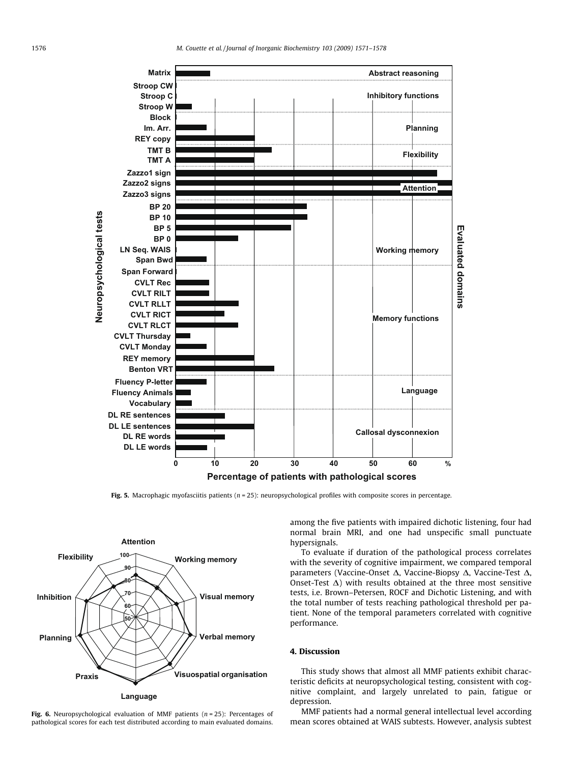Fig. 5. Macrophagic myofasciitis patients ($n = 25$): neuropsychological profiles with composite scores in percentage.

Fig. 6. Neuropsychological evaluation of MMF patients ($n = 25$): Percentages of pathological scores for each test distributed according to main evaluated domains.

among the five patients with impaired dichotic listening, four had normal brain MRI, and one had unspecific small punctuate hypersignals.

To evaluate if duration of the pathological process correlates with the severity of cognitive impairment, we compared temporal parameters (Vaccine-Onset $\Delta$, Vaccine-Biopsy $\Delta$, Vaccine-Test $\Delta$, Onset-Test $\Delta$) with results obtained at the three most sensitive tests, i.e. Brown–Petersen, ROCF and Dichotic Listening, and with the total number of tests reaching pathological threshold per patient. None of the temporal parameters correlated with cognitive performance.

## 4. Discussion

This study shows that almost all MMF patients exhibit characteristic deficits at neuropsychological testing, consistent with cognitive complaint, and largely unrelated to pain, fatigue or depression.

MMF patients had a normal general intellectual level according mean scores obtained at WAIS subtests. However, analysis subtest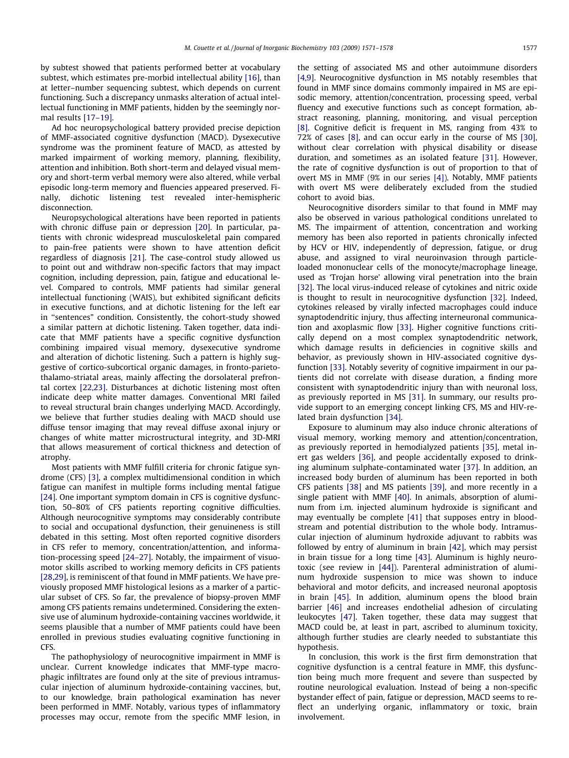by subtest showed that patients performed better at vocabulary subtest, which estimates pre-morbid intellectual ability [16], than at letter–number sequencing subtest, which depends on current functioning. Such a discrepancy unmasks alteration of actual intellectual functioning in MMF patients, hidden by the seemingly normal results [17–19].

Ad hoc neuropsychological battery provided precise depiction of MMF-associated cognitive dysfunction (MACD). Dysexecutive syndrome was the prominent feature of MACD, as attested by marked impairment of working memory, planning, flexibility, attention and inhibition. Both short-term and delayed visual memory and short-term verbal memory were also altered, while verbal episodic long-term memory and fluencies appeared preserved. Finally, dichotic listening test revealed inter-hemispheric disconnection.

Neuropsychological alterations have been reported in patients with chronic diffuse pain or depression [20]. In particular, patients with chronic widespread musculoskeletal pain compared to pain-free patients were shown to have attention deficit regardless of diagnosis [21]. The case-control study allowed us to point out and withdraw non-specific factors that may impact cognition, including depression, pain, fatigue and educational level. Compared to controls, MMF patients had similar general intellectual functioning (WAIS), but exhibited significant deficits in executive functions, and at dichotic listening for the left ear in "sentences" condition. Consistently, the cohort-study showed a similar pattern at dichotic listening. Taken together, data indicate that MMF patients have a specific cognitive dysfunction combining impaired visual memory, dysexecutive syndrome and alteration of dichotic listening. Such a pattern is highly suggestive of cortico-subcortical organic damages, in fronto-parieto-thalamo-striatal areas, mainly affecting the dorsolateral prefrontal cortex [22,23]. Disturbances at dichotic listening most often indicate deep white matter damages. Conventional MRI failed to reveal structural brain changes underlying MACD. Accordingly, we believe that further studies dealing with MACD should use diffuse tensor imaging that may reveal diffuse axonal injury or changes of white matter microstructural integrity, and 3D-MRI that allows measurement of cortical thickness and detection of atrophy.

Most patients with MMF fulfill criteria for chronic fatigue syndrome (CFS) [3], a complex multidimensional condition in which fatigue can manifest in multiple forms including mental fatigue [24]. One important symptom domain in CFS is cognitive dysfunction, 50–80% of CFS patients reporting cognitive difficulties. Although neurocognitive symptoms may considerably contribute to social and occupational dysfunction, their genuineness is still debated in this setting. Most often reported cognitive disorders in CFS refer to memory, concentration/attention, and information-processing speed [24–27]. Notably, the impairment of visuomotor skills ascribed to working memory deficits in CFS patients [28,29], is reminiscent of that found in MMF patients. We have previously proposed MMF histological lesions as a marker of a particular subset of CFS. So far, the prevalence of biopsy-proven MMF among CFS patients remains undetermined. Considering the extensive use of aluminum hydroxide-containing vaccines worldwide, it seems plausible that a number of MMF patients could have been enrolled in previous studies evaluating cognitive functioning in CFS.

The pathophysiology of neurocognitive impairment in MMF is unclear. Current knowledge indicates that MMF-type macrophagic infiltrates are found only at the site of previous intramuscular injection of aluminum hydroxide-containing vaccines, but, to our knowledge, brain pathological examination has never been performed in MMF. Notably, various types of inflammatory processes may occur, remote from the specific MMF lesion, in the setting of associated MS and other autoimmune disorders [4,9]. Neurocognitive dysfunction in MS notably resembles that found in MMF since domains commonly impaired in MS are episodic memory, attention/concentration, processing speed, verbal fluency and executive functions such as concept formation, abstract reasoning, planning, monitoring, and visual perception [8]. Cognitive deficit is frequent in MS, ranging from 43% to 72% of cases [8], and can occur early in the course of MS [30], without clear correlation with physical disability or disease duration, and sometimes as an isolated feature [31]. However, the rate of cognitive dysfunction is out of proportion to that of overt MS in MMF (9% in our series [4]). Notably, MMF patients with overt MS were deliberately excluded from the studied cohort to avoid bias.

Neurocognitive disorders similar to that found in MMF may also be observed in various pathological conditions unrelated to MS. The impairment of attention, concentration and working memory has been also reported in patients chronically infected by HCV or HIV, independently of depression, fatigue, or drug abuse, and assigned to viral neuroinvasion through particle-loaded mononuclear cells of the monocyte/macrophage lineage, used as 'Trojan horse' allowing viral penetration into the brain [32]. The local virus-induced release of cytokines and nitric oxide is thought to result in neurocognitive dysfunction [32]. Indeed, cytokines released by virally infected macrophages could induce synaptodendritic injury, thus affecting interneuronal communication and axoplasmic flow [33]. Higher cognitive functions critically depend on a most complex synaptodendritic network, which damage results in deficiencies in cognitive skills and behavior, as previously shown in HIV-associated cognitive dysfunction [33]. Notably severity of cognitive impairment in our patients did not correlate with disease duration, a finding more consistent with synaptodendritic injury than with neuronal loss, as previously reported in MS [31]. In summary, our results provide support to an emerging concept linking CFS, MS and HIV-related brain dysfunction [34].

Exposure to aluminum may also induce chronic alterations of visual memory, working memory and attention/concentration, as previously reported in hemodialyzed patients [35], metal inert gas welders [36], and people accidentally exposed to drinking aluminum sulphate-contaminated water [37]. In addition, an increased body burden of aluminum has been reported in both CFS patients [38] and MS patients [39], and more recently in a single patient with MMF [40]. In animals, absorption of aluminum from i.m. injected aluminum hydroxide is significant and may eventually be complete [41] that supposes entry in bloodstream and potential distribution to the whole body. Intramuscular injection of aluminum hydroxide adjuvant to rabbits was followed by entry of aluminum in brain [42], which may persist in brain tissue for a long time [43]. Aluminum is highly neurotoxic (see review in [44]). Parenteral administration of aluminum hydroxide suspension to mice was shown to induce behavioral and motor deficits, and increased neuronal apoptosis in brain [45]. In addition, aluminum opens the blood brain barrier [46] and increases endothelial adhesion of circulating leukocytes [47]. Taken together, these data may suggest that MACD could be, at least in part, ascribed to aluminum toxicity, although further studies are clearly needed to substantiate this hypothesis.

In conclusion, this work is the first firm demonstration that cognitive dysfunction is a central feature in MMF, this dysfunction being much more frequent and severe than suspected by routine neurological evaluation. Instead of being a non-specific bystander effect of pain, fatigue or depression, MACD seems to reflect an underlying organic, inflammatory or toxic, brain involvement.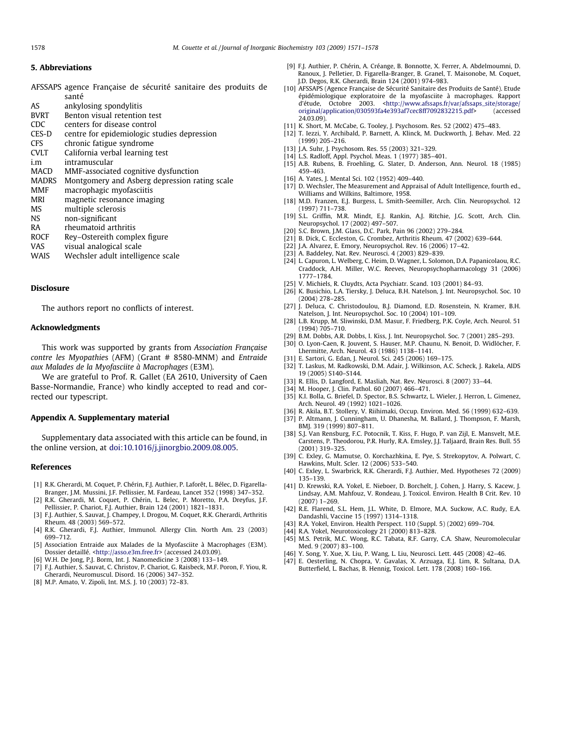## 5. Abbreviations

| | |
|---|---|
| AFSSAPS | agence Française de sécurité sanitaire des produits de santé |
| AS | ankylosing spondylitis |
| BVRT | Benton visual retention test |
| CDC | centers for disease control |
| CES-D | centre for epidemiologic studies depression |
| CFS | chronic fatigue syndrome |
| CVLT | California verbal learning test |
| i.m | intramuscular |
| MACD | MMF-associated cognitive dysfunction |
| MADRS | Montgomery and Asberg depression rating scale |
| MMF | macrophagic myofasciitis |
| MRI | magnetic resonance imaging |
| MS | multiple sclerosis |
| NS | non-significant |
| RA | rheumatoid arthritis |
| ROCF | Rey–Ostereith complex figure |
| VAS | visual analogical scale |
| WAIS | Wechsler adult intelligence scale |

## Disclosure

The authors report no conflicts of interest.

## Acknowledgments

This work was supported by grants from *Association Française contre les Myopathies* (AFM) (Grant # 8580-MNM) and *Entraide aux Malades de la Myofasciite à Macrophages* (E3M).

We are grateful to Prof. R. Gallet (EA 2610, University of Caen Basse-Normandie, France) who kindly accepted to read and corrected our typescript.

## Appendix A. Supplementary material

Supplementary data associated with this article can be found, in the online version, at doi:10.1016/j.jinorgbio.2009.08.005.

## References

[1] R.K. Gherardi, M. Coquet, P. Chérin, F.J. Authier, P. Laforêt, L. Bélec, D. Figarella-Branger, J.M. Mussini, J.F. Pellissier, M. Fardeau, Lancet 352 (1998) 347–352.
[2] R.K. Gherardi, M. Coquet, P. Chérin, L. Belec, P. Moretto, P.A. Dreyfus, J.F. Pellissier, P. Chariot, F.J. Authier, Brain 124 (2001) 1821–1831.
[3] F.J. Authier, S. Sauvat, J. Champey, I. Drogou, M. Coquet, R.K. Gherardi, Arthritis Rheum. 48 (2003) 569–572.
[4] R.K. Gherardi, F.J. Authier, Immunol. Allergy Clin. North Am. 23 (2003) 699–712.
[5] Association Entraide aux Malades de la Myofasciite à Macrophages (E3M). Dossier detaillé. <http://asso.e3m.free.fr> (accessed 24.03.09).
[6] W.H. De Jong, P.J. Borm, Int. J. Nanomedicine 3 (2008) 133–149.
[7] F.J. Authier, S. Sauvat, C. Christov, P. Chariot, G. Raisbeck, M.F. Poron, F. Yiou, R. Gherardi, Neuromuscul. Disord. 16 (2006) 347–352.
[8] M.P. Amato, V. Zipoli, Int. M.S. J. 10 (2003) 72–83.
[9] F.J. Authier, P. Chérin, A. Créange, B. Bonnotte, X. Ferrer, A. Abdelmoumni, D. Ranoux, J. Pelletier, D. Figarella-Branger, B. Granel, T. Maisonobe, M. Coquet, J.D. Degos, R.K. Gherardi, Brain 124 (2001) 974–983.
[10] AFSSAPS (Agence Française de Sécurité Sanitaire des Produits de Santé). Etude épidémiologique exploratoire de la myofasciite à macrophages. Rapport d'étude, Octobre 2003. <http://www.afssaps.fr/var/afssaps_site/storage/original/application/030593fa4e393af7cec8ff7092832215.pdf> (accessed 24.03.09).
[11] K. Short, M. McCabe, G. Tooley, J. Psychosom. Res. 52 (2002) 475–483.
[12] T. Iezzi, Y. Archibald, P. Barnett, A. Klinck, M. Duckworth, J. Behav. Med. 22 (1999) 205–216.
[13] J.A. Suhr, J. Psychosom. Res. 55 (2003) 321–329.
[14] L.S. Radloff, Appl. Psychol. Meas. 1 (1977) 385–401.
[15] A.B. Rubens, B. Froehling, G. Slater, D. Anderson, Ann. Neurol. 18 (1985) 459–463.
[16] A. Yates, J. Mental Sci. 102 (1952) 409–440.
[17] D. Wechsler, The Measurement and Appraisal of Adult Intelligence, fourth ed., Williams and Wilkins, Baltimore, 1958.
[18] M.D. Franzen, E.J. Burgess, L. Smith-Seemiller, Arch. Clin. Neuropsychol. 12 (1997) 711–738.
[19] S.L. Griffin, M.R. Mindt, E.J. Rankin, A.J. Ritchie, J.G. Scott, Arch. Clin. Neuropsychol. 17 (2002) 497–507.
[20] S.C. Brown, J.M. Glass, D.C. Park, Pain 96 (2002) 279–284.
[21] B. Dick, C. Eccleston, G. Crombez, Arthritis Rheum. 47 (2002) 639–644.
[22] J.A. Alvarez, E. Emory, Neuropsychol. Rev. 16 (2006) 17–42.
[23] A. Baddeley, Nat. Rev. Neurosci. 4 (2003) 829–839.
[24] L. Capuron, L. Welberg, C. Heim, D. Wagner, L. Solomon, D.A. Papanicolaou, R.C. Craddock, A.H. Miller, W.C. Reeves, Neuropsychopharmacology 31 (2006) 1777–1784.
[25] V. Michiels, R. Cluydts, Acta Psychiatr. Scand. 103 (2001) 84–93.
[26] K. Busichio, L.A. Tiersky, J. Deluca, B.H. Natelson, J. Int. Neuropsychol. Soc. 10 (2004) 278–285.
[27] J. Deluca, C. Christodoulou, B.J. Diamond, E.D. Rosenstein, N. Kramer, B.H. Natelson, J. Int. Neuropsychol. Soc. 10 (2004) 101–109.
[28] L.B. Krupp, M. Sliwinski, D.M. Masur, F. Friedberg, P.K. Coyle, Arch. Neurol. 51 (1994) 705–710.
[29] B.M. Dobbs, A.R. Dobbs, I. Kiss, J. Int. Neuropsychol. Soc. 7 (2001) 285–293.
[30] O. Lyon-Caen, R. Jouvent, S. Hauser, M.P. Chaunu, N. Benoit, D. Widlöcher, F. Lhermitte, Arch. Neurol. 43 (1986) 1138–1141.
[31] E. Sartori, G. Edan, J. Neurol. Sci. 245 (2006) 169–175.
[32] T. Laskus, M. Radkowski, D.M. Adair, J. Wilkinson, A.C. Scheck, J. Rakela, AIDS 19 (2005) S140–S144.
[33] R. Ellis, D. Langford, E. Masliah, Nat. Rev. Neurosci. 8 (2007) 33–44.
[34] M. Hooper, J. Clin. Pathol. 60 (2007) 466–471.
[35] K.I. Bolla, G. Briefel, D. Spector, B.S. Schwartz, L. Wieler, J. Herron, L. Gimenez, Arch. Neurol. 49 (1992) 1021–1026.
[36] R. Akila, B.T. Stollery, V. Riihimaki, Occup. Environ. Med. 56 (1999) 632–639.
[37] P. Altmann, J. Cunningham, U. Dhanesha, M. Ballard, J. Thompson, F. Marsh, BMJ. 319 (1999) 807–811.
[38] S.J. Van Rensburg, F.C. Potocnik, T. Kiss, F. Hugo, P. van Zijl, E. Mansvelt, M.E. Carstens, P. Theodorou, P.R. Hurly, R.A. Emsley, J.J. Taljaard, Brain Res. Bull. 55 (2001) 319–325.
[39] C. Exley, G. Mamutse, O. Korchazhkina, E. Pye, S. Strekopytov, A. Polwart, C. Hawkins, Mult. Scler. 12 (2006) 533–540.
[40] C. Exley, L. Swarbrick, R.K. Gherardi, F.J. Authier, Med. Hypotheses 72 (2009) 135–139.
[41] D. Krewski, R.A. Yokel, E. Nieboer, D. Borchelt, J. Cohen, J. Harry, S. Kacew, J. Lindsay, A.M. Mahfouz, V. Rondeau, J. Toxicol. Environ. Health B Crit. Rev. 10 (2007) 1–269.
[42] R.E. Flarend, S.L. Hem, J.L. White, D. Elmore, M.A. Suckow, A.C. Rudy, E.A. Dandashli, Vaccine 15 (1997) 1314–1318.
[43] R.A. Yokel, Environ. Health Perspect. 110 (Suppl. 5) (2002) 699–704.
[44] R.A. Yokel, Neurotoxicology 21 (2000) 813–828.
[45] M.S. Petrik, M.C. Wong, R.C. Tabata, R.F. Garry, C.A. Shaw, Neuromolecular Med. 9 (2007) 83–100.
[46] Y. Song, Y. Xue, X. Liu, P. Wang, L. Liu, Neurosci. Lett. 445 (2008) 42–46.
[47] E. Oesterling, N. Chopra, V. Gavalas, X. Arzuaga, E.J. Lim, R. Sultana, D.A. Butterfield, L. Bachas, B. Hennig, Toxicol. Lett. 178 (2008) 160–166.